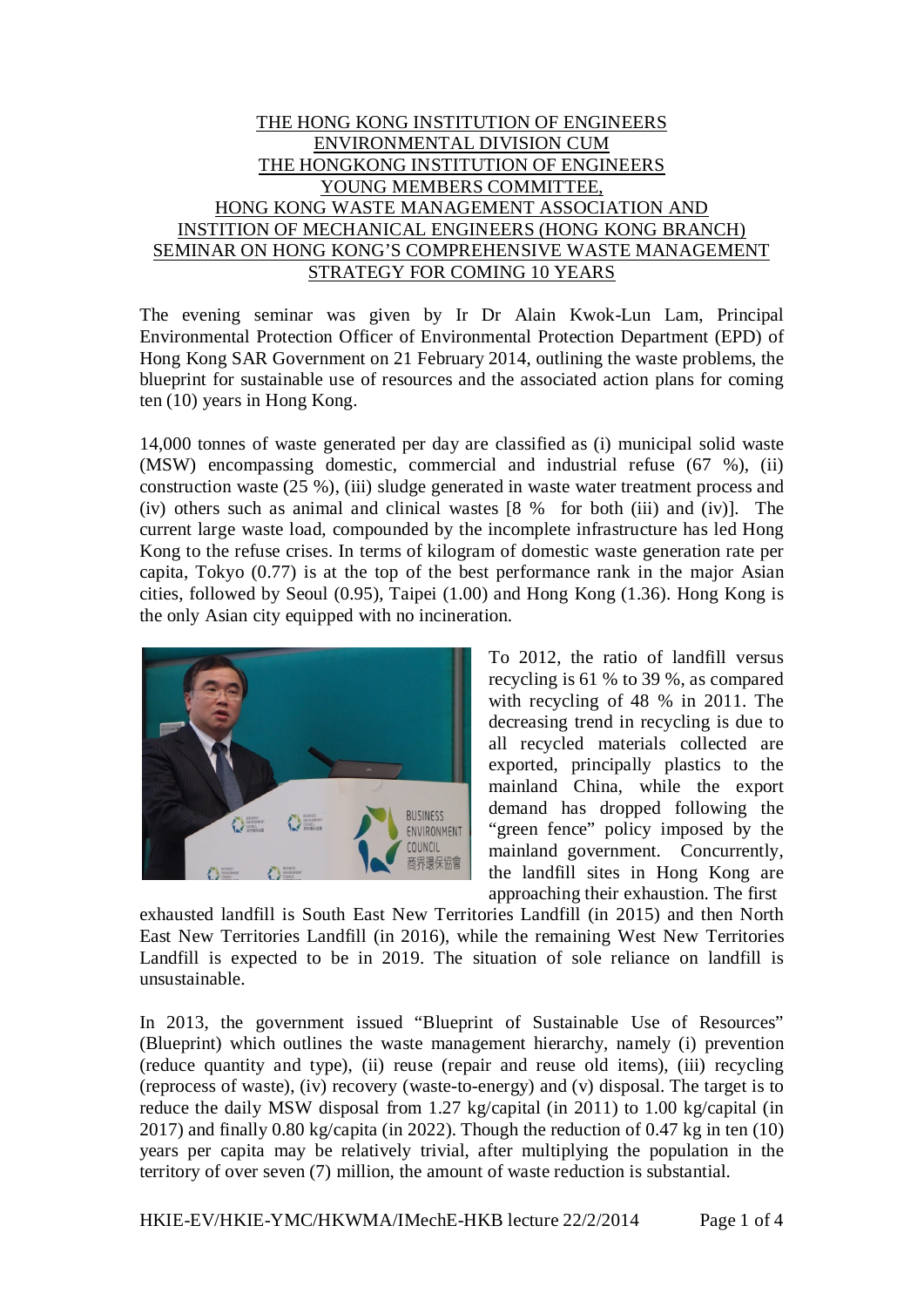# THE HONG KONG INSTITUTION OF ENGINEERS ENVIRONMENTAL DIVISION CUM THE HONGKONG INSTITUTION OF ENGINEERS YOUNG MEMBERS COMMITTEE, HONG KONG WASTE MANAGEMENT ASSOCIATION AND INSTITION OF MECHANICAL ENGINEERS (HONG KONG BRANCH) SEMINAR ON HONG KONG'S COMPREHENSIVE WASTE MANAGEMENT STRATEGY FOR COMING 10 YEARS

The evening seminar was given by Ir Dr Alain Kwok-Lun Lam, Principal Environmental Protection Officer of Environmental Protection Department (EPD) of Hong Kong SAR Government on 21 February 2014, outlining the waste problems, the blueprint for sustainable use of resources and the associated action plans for coming ten (10) years in Hong Kong.

14,000 tonnes of waste generated per day are classified as (i) municipal solid waste (MSW) encompassing domestic, commercial and industrial refuse (67 %), (ii) construction waste (25 %), (iii) sludge generated in waste water treatment process and (iv) others such as animal and clinical wastes [8 % for both (iii) and (iv)]. The current large waste load, compounded by the incomplete infrastructure has led Hong Kong to the refuse crises. In terms of kilogram of domestic waste generation rate per capita, Tokyo (0.77) is at the top of the best performance rank in the major Asian cities, followed by Seoul (0.95), Taipei (1.00) and Hong Kong (1.36). Hong Kong is the only Asian city equipped with no incineration.

To 2012, the ratio of landfill versus recycling is 61 % to 39 %, as compared with recycling of 48 % in 2011. The decreasing trend in recycling is due to all recycled materials collected are exported, principally plastics to the mainland China, while the export demand has dropped following the "green fence" policy imposed by the mainland government. Concurrently, the landfill sites in Hong Kong are approaching their exhaustion. The first exhausted landfill is South East New Territories Landfill (in 2015) and then North East New Territories Landfill (in 2016), while the remaining West New Territories Landfill is expected to be in 2019. The situation of sole reliance on landfill is unsustainable.

In 2013, the government issued "Blueprint of Sustainable Use of Resources" (Blueprint) which outlines the waste management hierarchy, namely (i) prevention (reduce quantity and type), (ii) reuse (repair and reuse old items), (iii) recycling (reprocess of waste), (iv) recovery (waste-to-energy) and (v) disposal. The target is to reduce the daily MSW disposal from 1.27 kg/capital (in 2011) to 1.00 kg/capital (in 2017) and finally 0.80 kg/capita (in 2022). Though the reduction of 0.47 kg in ten (10) years per capita may be relatively trivial, after multiplying the population in the territory of over seven (7) million, the amount of waste reduction is substantial.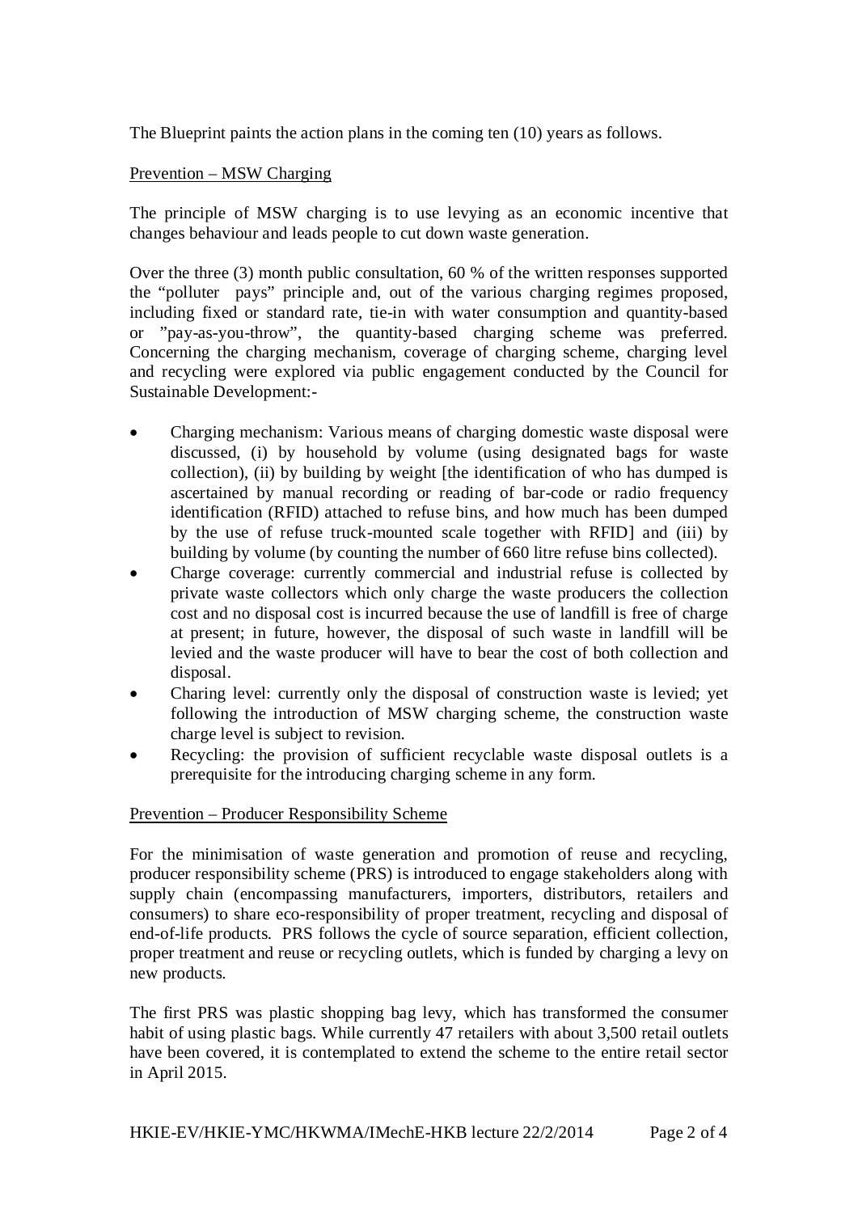The Blueprint paints the action plans in the coming ten (10) years as follows.

Prevention – MSW Charging

The principle of MSW charging is to use levying as an economic incentive that changes behaviour and leads people to cut down waste generation.

Over the three (3) month public consultation, 60 % of the written responses supported the "polluter pays" principle and, out of the various charging regimes proposed, including fixed or standard rate, tie-in with water consumption and quantity-based or "pay-as-you-throw", the quantity-based charging scheme was preferred. Concerning the charging mechanism, coverage of charging scheme, charging level and recycling were explored via public engagement conducted by the Council for Sustainable Development:-

- Charging mechanism: Various means of charging domestic waste disposal were discussed, (i) by household by volume (using designated bags for waste collection), (ii) by building by weight [the identification of who has dumped is ascertained by manual recording or reading of bar-code or radio frequency identification (RFID) attached to refuse bins, and how much has been dumped by the use of refuse truck-mounted scale together with RFID] and (iii) by building by volume (by counting the number of 660 litre refuse bins collected).
- Charge coverage: currently commercial and industrial refuse is collected by private waste collectors which only charge the waste producers the collection cost and no disposal cost is incurred because the use of landfill is free of charge at present; in future, however, the disposal of such waste in landfill will be levied and the waste producer will have to bear the cost of both collection and disposal.
- Charing level: currently only the disposal of construction waste is levied; yet following the introduction of MSW charging scheme, the construction waste charge level is subject to revision.
- Recycling: the provision of sufficient recyclable waste disposal outlets is a prerequisite for the introducing charging scheme in any form.

Prevention – Producer Responsibility Scheme

For the minimisation of waste generation and promotion of reuse and recycling, producer responsibility scheme (PRS) is introduced to engage stakeholders along with supply chain (encompassing manufacturers, importers, distributors, retailers and consumers) to share eco-responsibility of proper treatment, recycling and disposal of end-of-life products. PRS follows the cycle of source separation, efficient collection, proper treatment and reuse or recycling outlets, which is funded by charging a levy on new products.

The first PRS was plastic shopping bag levy, which has transformed the consumer habit of using plastic bags. While currently 47 retailers with about 3,500 retail outlets have been covered, it is contemplated to extend the scheme to the entire retail sector in April 2015.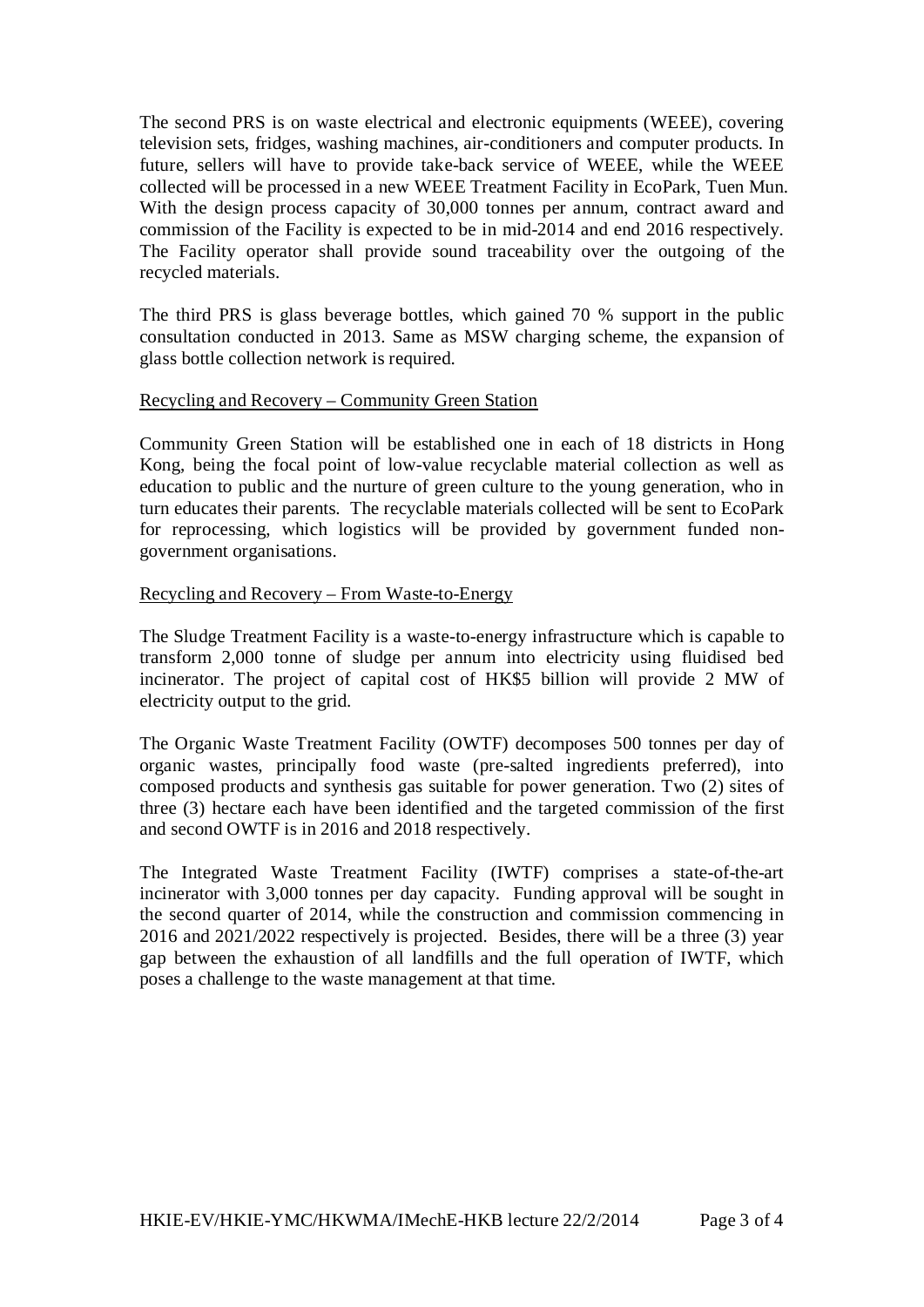The second PRS is on waste electrical and electronic equipments (WEEE), covering television sets, fridges, washing machines, air-conditioners and computer products. In future, sellers will have to provide take-back service of WEEE, while the WEEE collected will be processed in a new WEEE Treatment Facility in EcoPark, Tuen Mun. With the design process capacity of 30,000 tonnes per annum, contract award and commission of the Facility is expected to be in mid-2014 and end 2016 respectively. The Facility operator shall provide sound traceability over the outgoing of the recycled materials.

The third PRS is glass beverage bottles, which gained 70 % support in the public consultation conducted in 2013. Same as MSW charging scheme, the expansion of glass bottle collection network is required.

<u>Recycling and Recovery – Community Green Station</u>

Community Green Station will be established one in each of 18 districts in Hong Kong, being the focal point of low-value recyclable material collection as well as education to public and the nurture of green culture to the young generation, who in turn educates their parents. The recyclable materials collected will be sent to EcoPark for reprocessing, which logistics will be provided by government funded non-government organisations.

<u>Recycling and Recovery – From Waste-to-Energy</u>

The Sludge Treatment Facility is a waste-to-energy infrastructure which is capable to transform 2,000 tonne of sludge per annum into electricity using fluidised bed incinerator. The project of capital cost of HK$5 billion will provide 2 MW of electricity output to the grid.

The Organic Waste Treatment Facility (OWTF) decomposes 500 tonnes per day of organic wastes, principally food waste (pre-salted ingredients preferred), into composed products and synthesis gas suitable for power generation. Two (2) sites of three (3) hectare each have been identified and the targeted commission of the first and second OWTF is in 2016 and 2018 respectively.

The Integrated Waste Treatment Facility (IWTF) comprises a state-of-the-art incinerator with 3,000 tonnes per day capacity. Funding approval will be sought in the second quarter of 2014, while the construction and commission commencing in 2016 and 2021/2022 respectively is projected. Besides, there will be a three (3) year gap between the exhaustion of all landfills and the full operation of IWTF, which poses a challenge to the waste management at that time.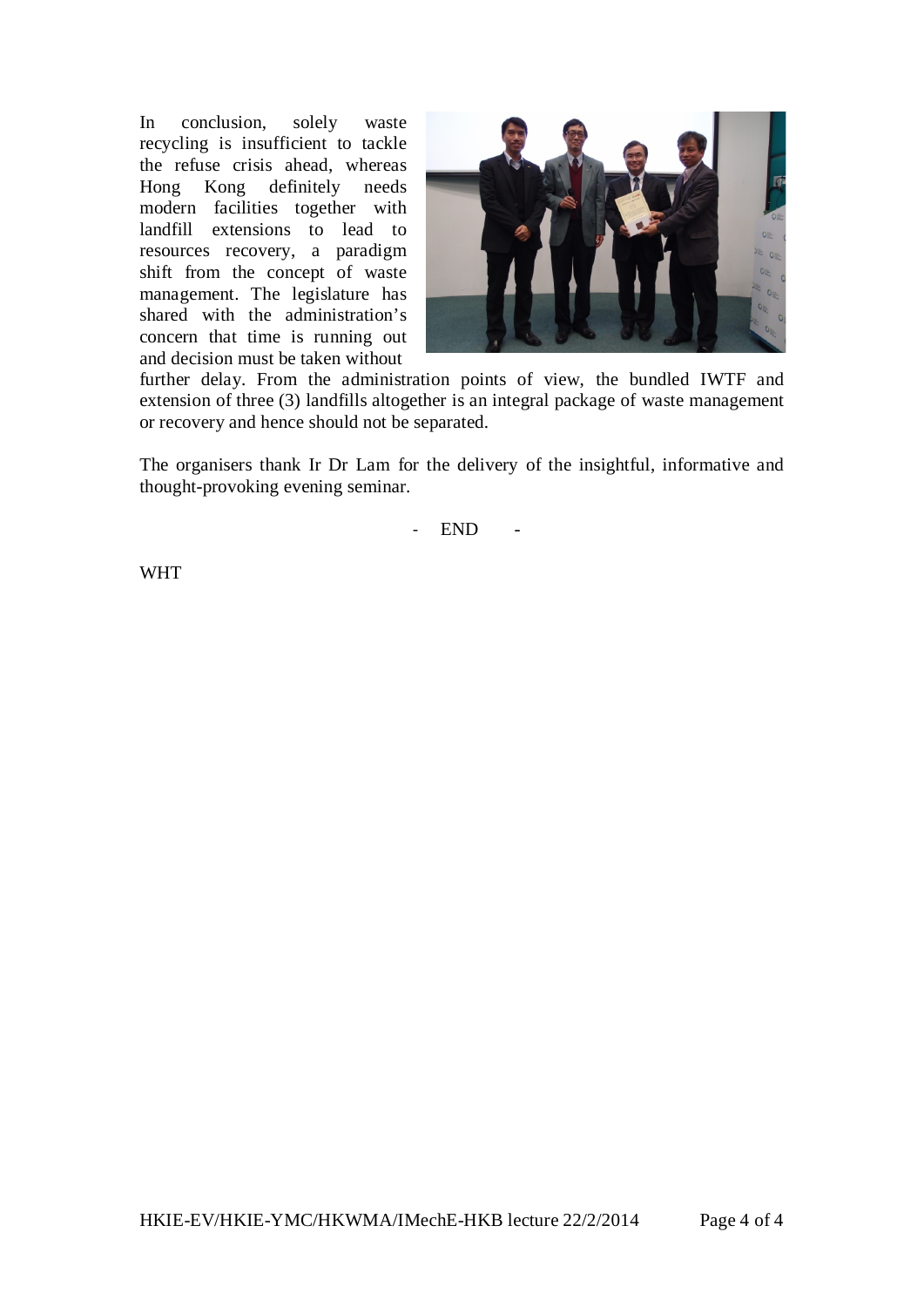In conclusion, solely waste recycling is insufficient to tackle the refuse crisis ahead, whereas Hong Kong definitely needs modern facilities together with landfill extensions to lead to resources recovery, a paradigm shift from the concept of waste management. The legislature has shared with the administration's concern that time is running out and decision must be taken without further delay. From the administration points of view, the bundled IWTF and extension of three (3) landfills altogether is an integral package of waste management or recovery and hence should not be separated.

The organisers thank Ir Dr Lam for the delivery of the insightful, informative and thought-provoking evening seminar.

\- END -

WHT